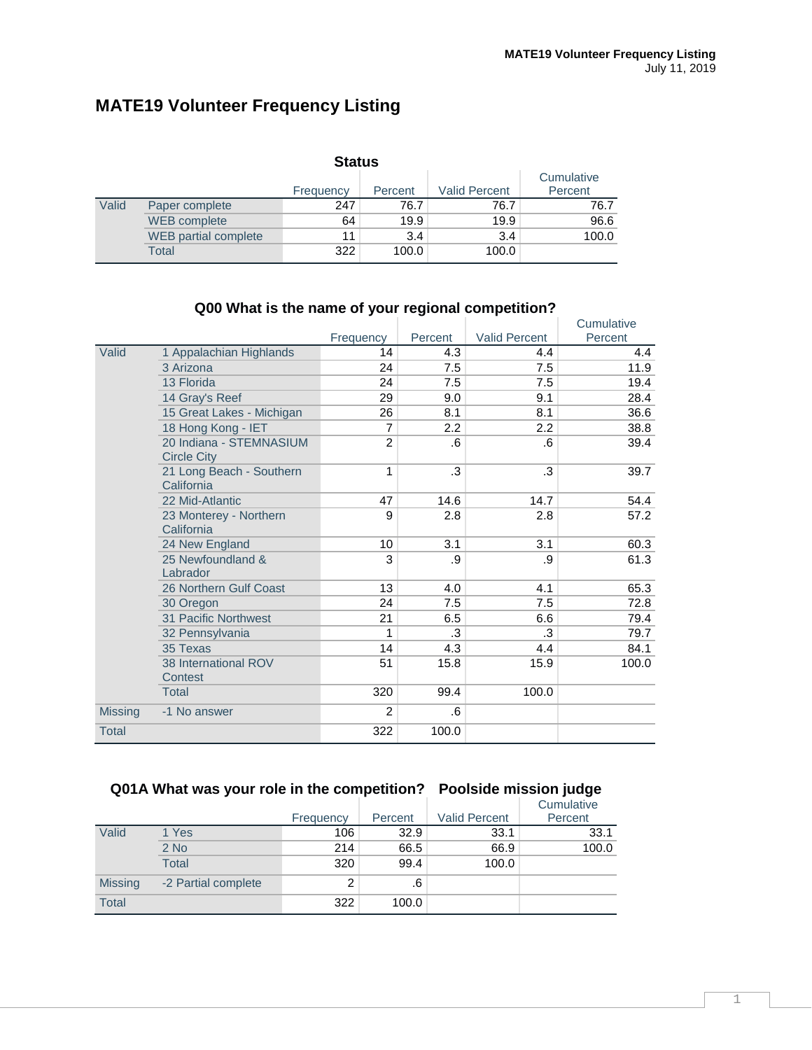# MATE19 Volunteer Frequency Listing

### Status

| | | Frequency | Percent | Valid Percent | Cumulative Percent |
|---|---|---|---|---|---|
| Valid | Paper complete | 247 | 76.7 | 76.7 | 76.7 |
| | WEB complete | 64 | 19.9 | 19.9 | 96.6 |
| | WEB partial complete | 11 | 3.4 | 3.4 | 100.0 |
| | Total | 322 | 100.0 | 100.0 | |

### Q00 What is the name of your regional competition?

| | | Frequency | Percent | Valid Percent | Cumulative Percent |
|---|---|---|---|---|---|
| Valid | 1 Appalachian Highlands | 14 | 4.3 | 4.4 | 4.4 |
| | 3 Arizona | 24 | 7.5 | 7.5 | 11.9 |
| | 13 Florida | 24 | 7.5 | 7.5 | 19.4 |
| | 14 Gray's Reef | 29 | 9.0 | 9.1 | 28.4 |
| | 15 Great Lakes - Michigan | 26 | 8.1 | 8.1 | 36.6 |
| | 18 Hong Kong - IET | 7 | 2.2 | 2.2 | 38.8 |
| | 20 Indiana - STEMNASIUM Circle City | 2 | .6 | .6 | 39.4 |
| | 21 Long Beach - Southern California | 1 | .3 | .3 | 39.7 |
| | 22 Mid-Atlantic | 47 | 14.6 | 14.7 | 54.4 |
| | 23 Monterey - Northern California | 9 | 2.8 | 2.8 | 57.2 |
| | 24 New England | 10 | 3.1 | 3.1 | 60.3 |
| | 25 Newfoundland & Labrador | 3 | .9 | .9 | 61.3 |
| | 26 Northern Gulf Coast | 13 | 4.0 | 4.1 | 65.3 |
| | 30 Oregon | 24 | 7.5 | 7.5 | 72.8 |
| | 31 Pacific Northwest | 21 | 6.5 | 6.6 | 79.4 |
| | 32 Pennsylvania | 1 | .3 | .3 | 79.7 |
| | 35 Texas | 14 | 4.3 | 4.4 | 84.1 |
| | 38 International ROV Contest | 51 | 15.8 | 15.9 | 100.0 |
| | Total | 320 | 99.4 | 100.0 | |
| Missing | -1 No answer | 2 | .6 | | |
| Total | | 322 | 100.0 | | |

### Q01A What was your role in the competition? Poolside mission judge

| | | Frequency | Percent | Valid Percent | Cumulative Percent |
|---|---|---|---|---|---|
| Valid | 1 Yes | 106 | 32.9 | 33.1 | 33.1 |
| | 2 No | 214 | 66.5 | 66.9 | 100.0 |
| | Total | 320 | 99.4 | 100.0 | |
| Missing | -2 Partial complete | 2 | .6 | | |
| Total | | 322 | 100.0 | | |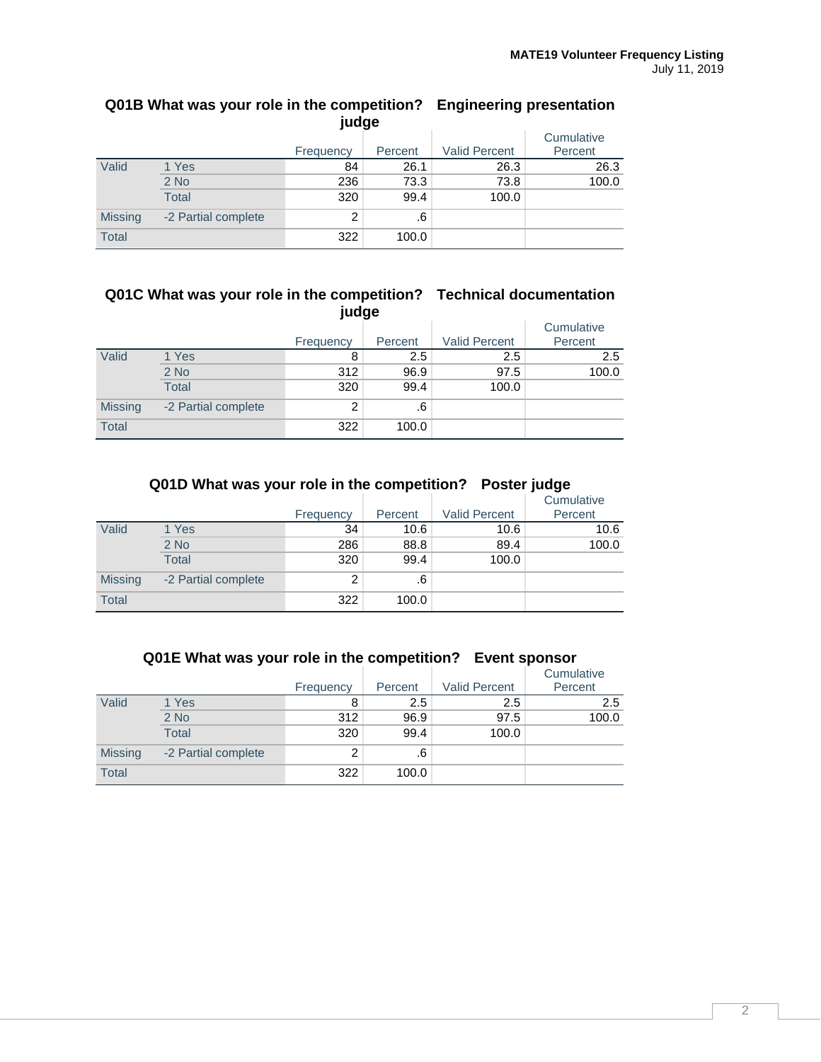### Q01B What was your role in the competition? Engineering presentation judge

| | | Frequency | Percent | Valid Percent | Cumulative Percent |
|---|---|---|---|---|---|
| Valid | 1 Yes | 84 | 26.1 | 26.3 | 26.3 |
| | 2 No | 236 | 73.3 | 73.8 | 100.0 |
| | Total | 320 | 99.4 | 100.0 | |
| Missing | -2 Partial complete | 2 | .6 | | |
| Total | | 322 | 100.0 | | |

### Q01C What was your role in the competition? Technical documentation judge

| | | Frequency | Percent | Valid Percent | Cumulative Percent |
|---|---|---|---|---|---|
| Valid | 1 Yes | 8 | 2.5 | 2.5 | 2.5 |
| | 2 No | 312 | 96.9 | 97.5 | 100.0 |
| | Total | 320 | 99.4 | 100.0 | |
| Missing | -2 Partial complete | 2 | .6 | | |
| Total | | 322 | 100.0 | | |

### Q01D What was your role in the competition? Poster judge

| | | Frequency | Percent | Valid Percent | Cumulative Percent |
|---|---|---|---|---|---|
| Valid | 1 Yes | 34 | 10.6 | 10.6 | 10.6 |
| | 2 No | 286 | 88.8 | 89.4 | 100.0 |
| | Total | 320 | 99.4 | 100.0 | |
| Missing | -2 Partial complete | 2 | .6 | | |
| Total | | 322 | 100.0 | | |

### Q01E What was your role in the competition? Event sponsor

| | | Frequency | Percent | Valid Percent | Cumulative Percent |
|---|---|---|---|---|---|
| Valid | 1 Yes | 8 | 2.5 | 2.5 | 2.5 |
| | 2 No | 312 | 96.9 | 97.5 | 100.0 |
| | Total | 320 | 99.4 | 100.0 | |
| Missing | -2 Partial complete | 2 | .6 | | |
| Total | | 322 | 100.0 | | |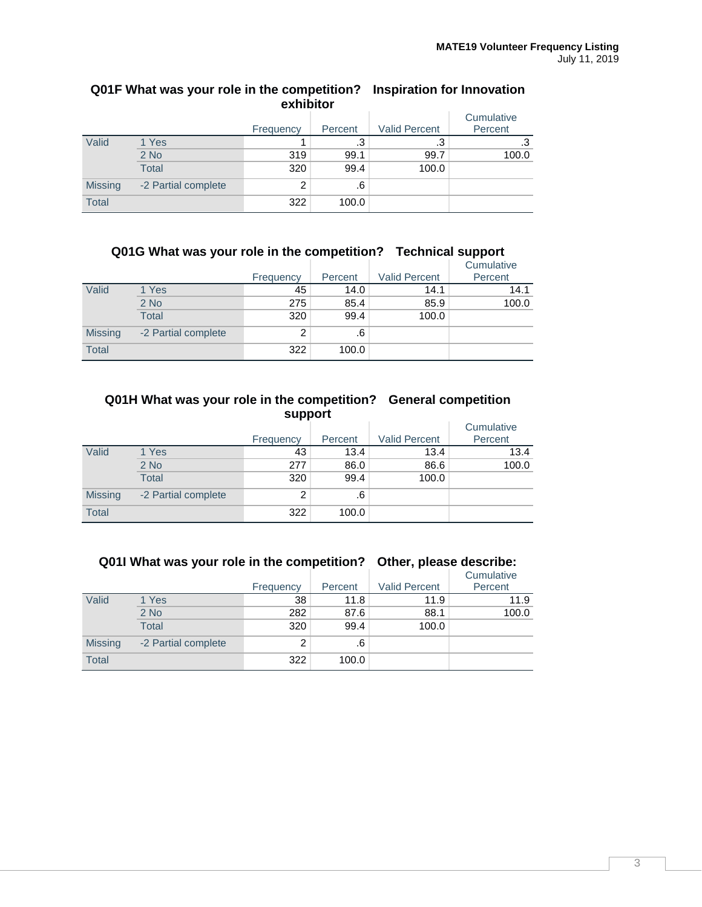### Q01F What was your role in the competition? Inspiration for Innovation exhibitor

| | | Frequency | Percent | Valid Percent | Cumulative Percent |
|---|---|---|---|---|---|
| Valid | 1 Yes | 1 | .3 | .3 | .3 |
| | 2 No | 319 | 99.1 | 99.7 | 100.0 |
| | Total | 320 | 99.4 | 100.0 | |
| Missing | -2 Partial complete | 2 | .6 | | |
| Total | | 322 | 100.0 | | |

### Q01G What was your role in the competition? Technical support

| | | Frequency | Percent | Valid Percent | Cumulative Percent |
|---|---|---|---|---|---|
| Valid | 1 Yes | 45 | 14.0 | 14.1 | 14.1 |
| | 2 No | 275 | 85.4 | 85.9 | 100.0 |
| | Total | 320 | 99.4 | 100.0 | |
| Missing | -2 Partial complete | 2 | .6 | | |
| Total | | 322 | 100.0 | | |

### Q01H What was your role in the competition? General competition support

| | | Frequency | Percent | Valid Percent | Cumulative Percent |
|---|---|---|---|---|---|
| Valid | 1 Yes | 43 | 13.4 | 13.4 | 13.4 |
| | 2 No | 277 | 86.0 | 86.6 | 100.0 |
| | Total | 320 | 99.4 | 100.0 | |
| Missing | -2 Partial complete | 2 | .6 | | |
| Total | | 322 | 100.0 | | |

### Q01I What was your role in the competition? Other, please describe:

| | | Frequency | Percent | Valid Percent | Cumulative Percent |
|---|---|---|---|---|---|
| Valid | 1 Yes | 38 | 11.8 | 11.9 | 11.9 |
| | 2 No | 282 | 87.6 | 88.1 | 100.0 |
| | Total | 320 | 99.4 | 100.0 | |
| Missing | -2 Partial complete | 2 | .6 | | |
| Total | | 322 | 100.0 | | |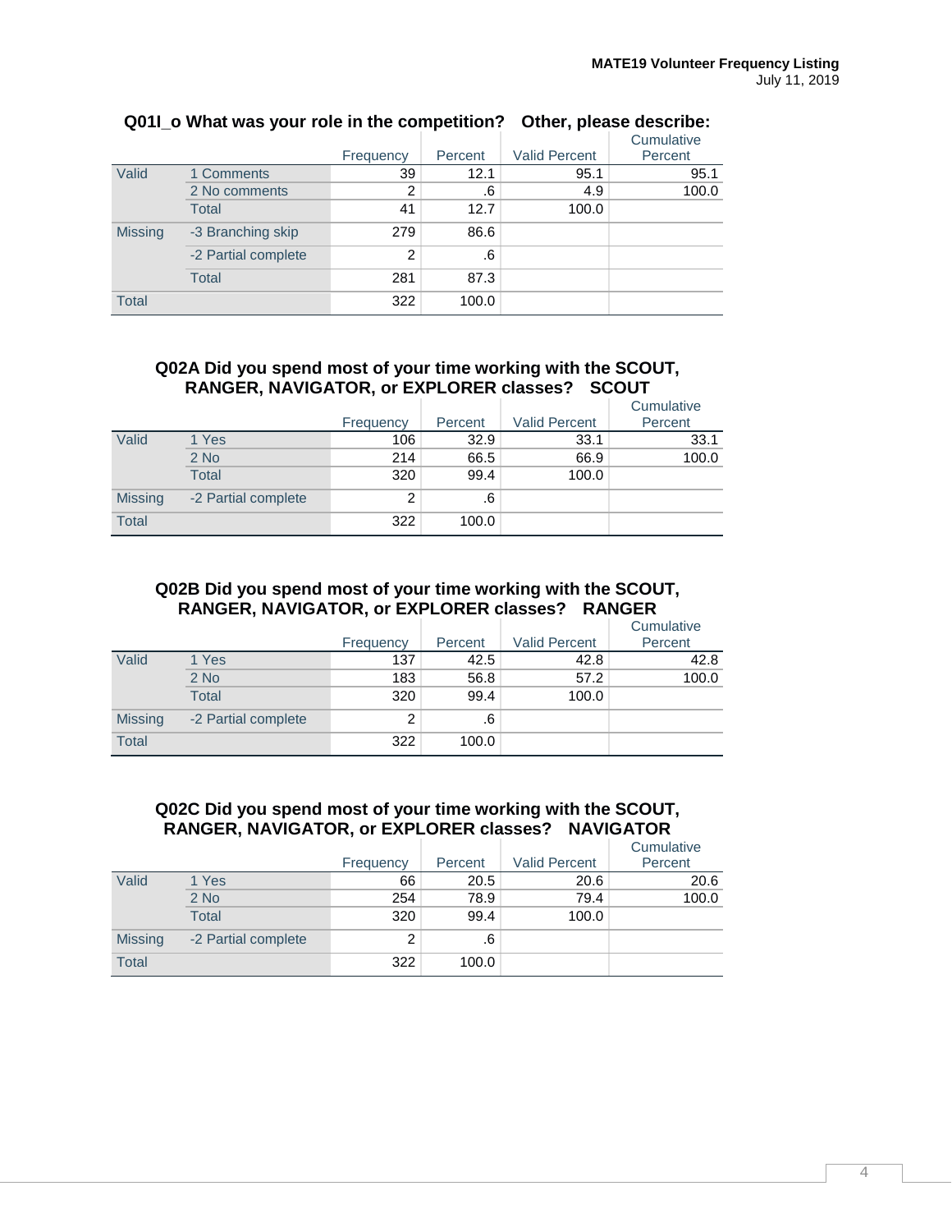## Q01l_o What was your role in the competition? Other, please describe:

| | | Frequency | Percent | Valid Percent | Cumulative Percent |
|---|---|---|---|---|---|
| Valid | 1 Comments | 39 | 12.1 | 95.1 | 95.1 |
| | 2 No comments | 2 | .6 | 4.9 | 100.0 |
| | Total | 41 | 12.7 | 100.0 | |
| Missing | -3 Branching skip | 279 | 86.6 | | |
| | -2 Partial complete | 2 | .6 | | |
| | Total | 281 | 87.3 | | |
| Total | | 322 | 100.0 | | |

## Q02A Did you spend most of your time working with the SCOUT, RANGER, NAVIGATOR, or EXPLORER classes? SCOUT

| | | Frequency | Percent | Valid Percent | Cumulative Percent |
|---|---|---|---|---|---|
| Valid | 1 Yes | 106 | 32.9 | 33.1 | 33.1 |
| | 2 No | 214 | 66.5 | 66.9 | 100.0 |
| | Total | 320 | 99.4 | 100.0 | |
| Missing | -2 Partial complete | 2 | .6 | | |
| Total | | 322 | 100.0 | | |

## Q02B Did you spend most of your time working with the SCOUT, RANGER, NAVIGATOR, or EXPLORER classes? RANGER

| | | Frequency | Percent | Valid Percent | Cumulative Percent |
|---|---|---|---|---|---|
| Valid | 1 Yes | 137 | 42.5 | 42.8 | 42.8 |
| | 2 No | 183 | 56.8 | 57.2 | 100.0 |
| | Total | 320 | 99.4 | 100.0 | |
| Missing | -2 Partial complete | 2 | .6 | | |
| Total | | 322 | 100.0 | | |

## Q02C Did you spend most of your time working with the SCOUT, RANGER, NAVIGATOR, or EXPLORER classes? NAVIGATOR

| | | Frequency | Percent | Valid Percent | Cumulative Percent |
|---|---|---|---|---|---|
| Valid | 1 Yes | 66 | 20.5 | 20.6 | 20.6 |
| | 2 No | 254 | 78.9 | 79.4 | 100.0 |
| | Total | 320 | 99.4 | 100.0 | |
| Missing | -2 Partial complete | 2 | .6 | | |
| Total | | 322 | 100.0 | | |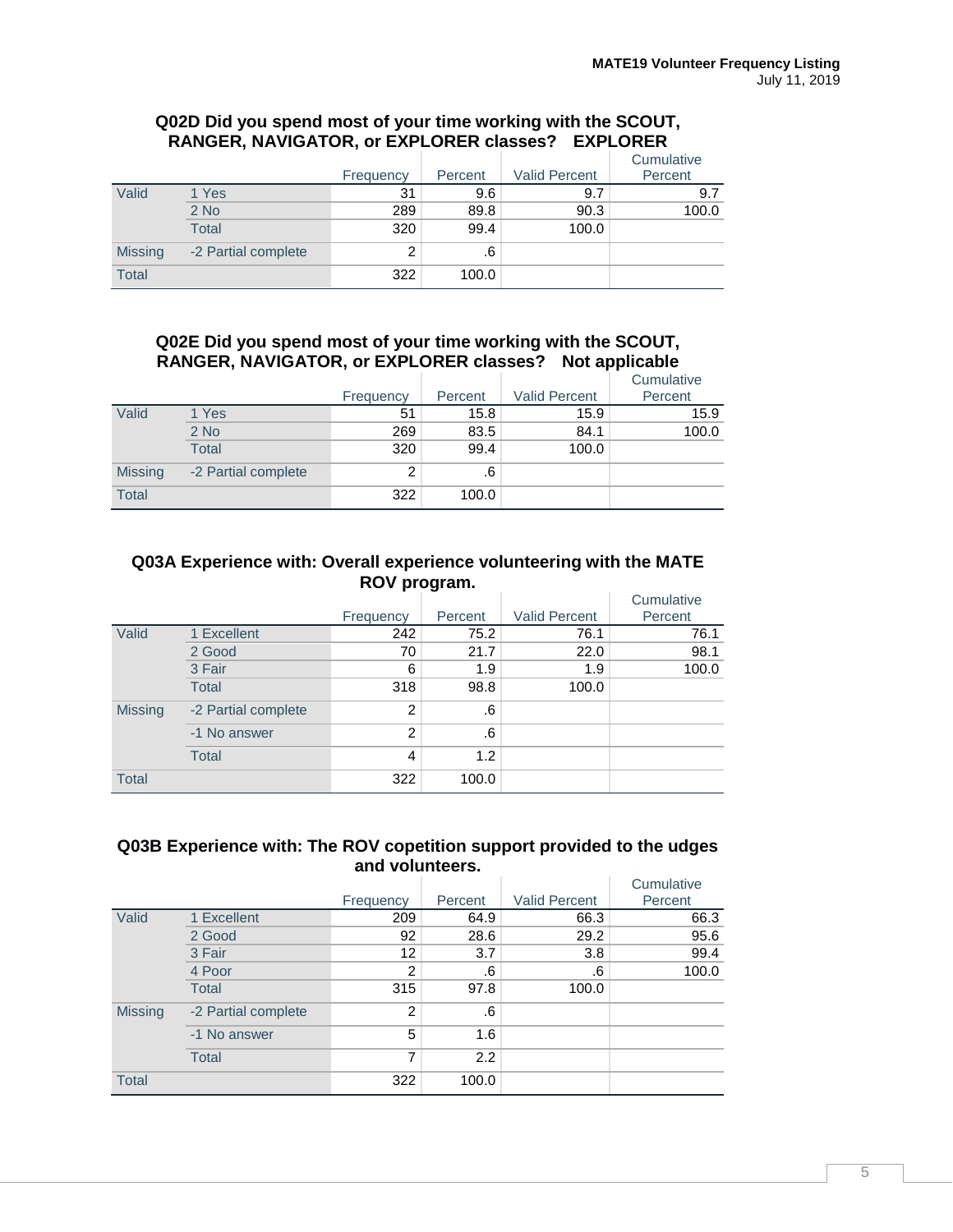### Q02D Did you spend most of your time working with the SCOUT, RANGER, NAVIGATOR, or EXPLORER classes? EXPLORER

| | | Frequency | Percent | Valid Percent | Cumulative Percent |
|---|---|---|---|---|---|
| Valid | 1 Yes | 31 | 9.6 | 9.7 | 9.7 |
| | 2 No | 289 | 89.8 | 90.3 | 100.0 |
| | Total | 320 | 99.4 | 100.0 | |
| Missing | -2 Partial complete | 2 | .6 | | |
| Total | | 322 | 100.0 | | |

### Q02E Did you spend most of your time working with the SCOUT, RANGER, NAVIGATOR, or EXPLORER classes? Not applicable

| | | Frequency | Percent | Valid Percent | Cumulative Percent |
|---|---|---|---|---|---|
| Valid | 1 Yes | 51 | 15.8 | 15.9 | 15.9 |
| | 2 No | 269 | 83.5 | 84.1 | 100.0 |
| | Total | 320 | 99.4 | 100.0 | |
| Missing | -2 Partial complete | 2 | .6 | | |
| Total | | 322 | 100.0 | | |

### Q03A Experience with: Overall experience volunteering with the MATE ROV program.

| | | Frequency | Percent | Valid Percent | Cumulative Percent |
|---|---|---|---|---|---|
| Valid | 1 Excellent | 242 | 75.2 | 76.1 | 76.1 |
| | 2 Good | 70 | 21.7 | 22.0 | 98.1 |
| | 3 Fair | 6 | 1.9 | 1.9 | 100.0 |
| | Total | 318 | 98.8 | 100.0 | |
| Missing | -2 Partial complete | 2 | .6 | | |
| | -1 No answer | 2 | .6 | | |
| | Total | 4 | 1.2 | | |
| Total | | 322 | 100.0 | | |

### Q03B Experience with: The ROV copetition support provided to the udges and volunteers.

| | | Frequency | Percent | Valid Percent | Cumulative Percent |
|---|---|---|---|---|---|
| Valid | 1 Excellent | 209 | 64.9 | 66.3 | 66.3 |
| | 2 Good | 92 | 28.6 | 29.2 | 95.6 |
| | 3 Fair | 12 | 3.7 | 3.8 | 99.4 |
| | 4 Poor | 2 | .6 | .6 | 100.0 |
| | Total | 315 | 97.8 | 100.0 | |
| Missing | -2 Partial complete | 2 | .6 | | |
| | -1 No answer | 5 | 1.6 | | |
| | Total | 7 | 2.2 | | |
| Total | | 322 | 100.0 | | |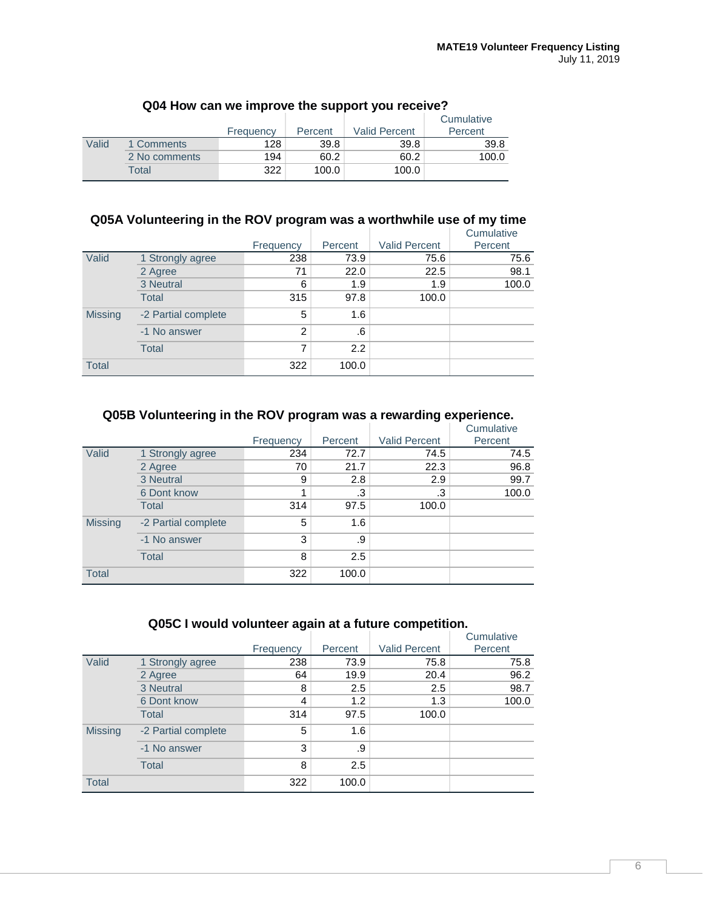### Q04 How can we improve the support you receive?

| | | Frequency | Percent | Valid Percent | Cumulative Percent |
|---|---|---|---|---|---|
| Valid | 1 Comments | 128 | 39.8 | 39.8 | 39.8 |
| | 2 No comments | 194 | 60.2 | 60.2 | 100.0 |
| | Total | 322 | 100.0 | 100.0 | |

### Q05A Volunteering in the ROV program was a worthwhile use of my time

| | | Frequency | Percent | Valid Percent | Cumulative Percent |
|---|---|---|---|---|---|
| Valid | 1 Strongly agree | 238 | 73.9 | 75.6 | 75.6 |
| | 2 Agree | 71 | 22.0 | 22.5 | 98.1 |
| | 3 Neutral | 6 | 1.9 | 1.9 | 100.0 |
| | Total | 315 | 97.8 | 100.0 | |
| Missing | -2 Partial complete | 5 | 1.6 | | |
| | -1 No answer | 2 | .6 | | |
| | Total | 7 | 2.2 | | |
| Total | | 322 | 100.0 | | |

### Q05B Volunteering in the ROV program was a rewarding experience.

| | | Frequency | Percent | Valid Percent | Cumulative Percent |
|---|---|---|---|---|---|
| Valid | 1 Strongly agree | 234 | 72.7 | 74.5 | 74.5 |
| | 2 Agree | 70 | 21.7 | 22.3 | 96.8 |
| | 3 Neutral | 9 | 2.8 | 2.9 | 99.7 |
| | 6 Dont know | 1 | .3 | .3 | 100.0 |
| | Total | 314 | 97.5 | 100.0 | |
| Missing | -2 Partial complete | 5 | 1.6 | | |
| | -1 No answer | 3 | .9 | | |
| | Total | 8 | 2.5 | | |
| Total | | 322 | 100.0 | | |

### Q05C I would volunteer again at a future competition.

| | | Frequency | Percent | Valid Percent | Cumulative Percent |
|---|---|---|---|---|---|
| Valid | 1 Strongly agree | 238 | 73.9 | 75.8 | 75.8 |
| | 2 Agree | 64 | 19.9 | 20.4 | 96.2 |
| | 3 Neutral | 8 | 2.5 | 2.5 | 98.7 |
| | 6 Dont know | 4 | 1.2 | 1.3 | 100.0 |
| | Total | 314 | 97.5 | 100.0 | |
| Missing | -2 Partial complete | 5 | 1.6 | | |
| | -1 No answer | 3 | .9 | | |
| | Total | 8 | 2.5 | | |
| Total | | 322 | 100.0 | | |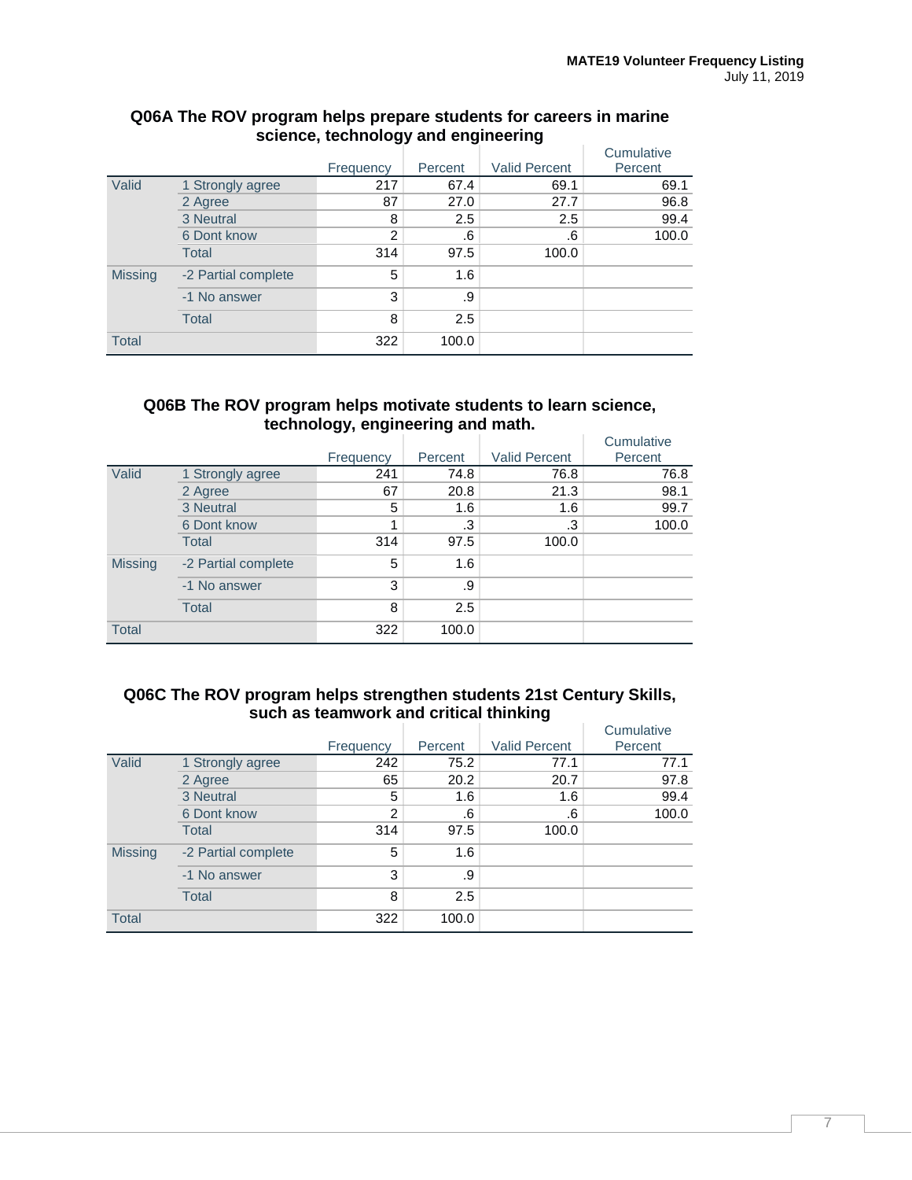### Q06A The ROV program helps prepare students for careers in marine science, technology and engineering

| | | Frequency | Percent | Valid Percent | Cumulative Percent |
|---|---|---|---|---|---|
| Valid | 1 Strongly agree | 217 | 67.4 | 69.1 | 69.1 |
| | 2 Agree | 87 | 27.0 | 27.7 | 96.8 |
| | 3 Neutral | 8 | 2.5 | 2.5 | 99.4 |
| | 6 Dont know | 2 | .6 | .6 | 100.0 |
| | Total | 314 | 97.5 | 100.0 | |
| Missing | -2 Partial complete | 5 | 1.6 | | |
| | -1 No answer | 3 | .9 | | |
| | Total | 8 | 2.5 | | |
| Total | | 322 | 100.0 | | |

### Q06B The ROV program helps motivate students to learn science, technology, engineering and math.

| | | Frequency | Percent | Valid Percent | Cumulative Percent |
|---|---|---|---|---|---|
| Valid | 1 Strongly agree | 241 | 74.8 | 76.8 | 76.8 |
| | 2 Agree | 67 | 20.8 | 21.3 | 98.1 |
| | 3 Neutral | 5 | 1.6 | 1.6 | 99.7 |
| | 6 Dont know | 1 | .3 | .3 | 100.0 |
| | Total | 314 | 97.5 | 100.0 | |
| Missing | -2 Partial complete | 5 | 1.6 | | |
| | -1 No answer | 3 | .9 | | |
| | Total | 8 | 2.5 | | |
| Total | | 322 | 100.0 | | |

### Q06C The ROV program helps strengthen students 21st Century Skills, such as teamwork and critical thinking

| | | Frequency | Percent | Valid Percent | Cumulative Percent |
|---|---|---|---|---|---|
| Valid | 1 Strongly agree | 242 | 75.2 | 77.1 | 77.1 |
| | 2 Agree | 65 | 20.2 | 20.7 | 97.8 |
| | 3 Neutral | 5 | 1.6 | 1.6 | 99.4 |
| | 6 Dont know | 2 | .6 | .6 | 100.0 |
| | Total | 314 | 97.5 | 100.0 | |
| Missing | -2 Partial complete | 5 | 1.6 | | |
| | -1 No answer | 3 | .9 | | |
| | Total | 8 | 2.5 | | |
| Total | | 322 | 100.0 | | |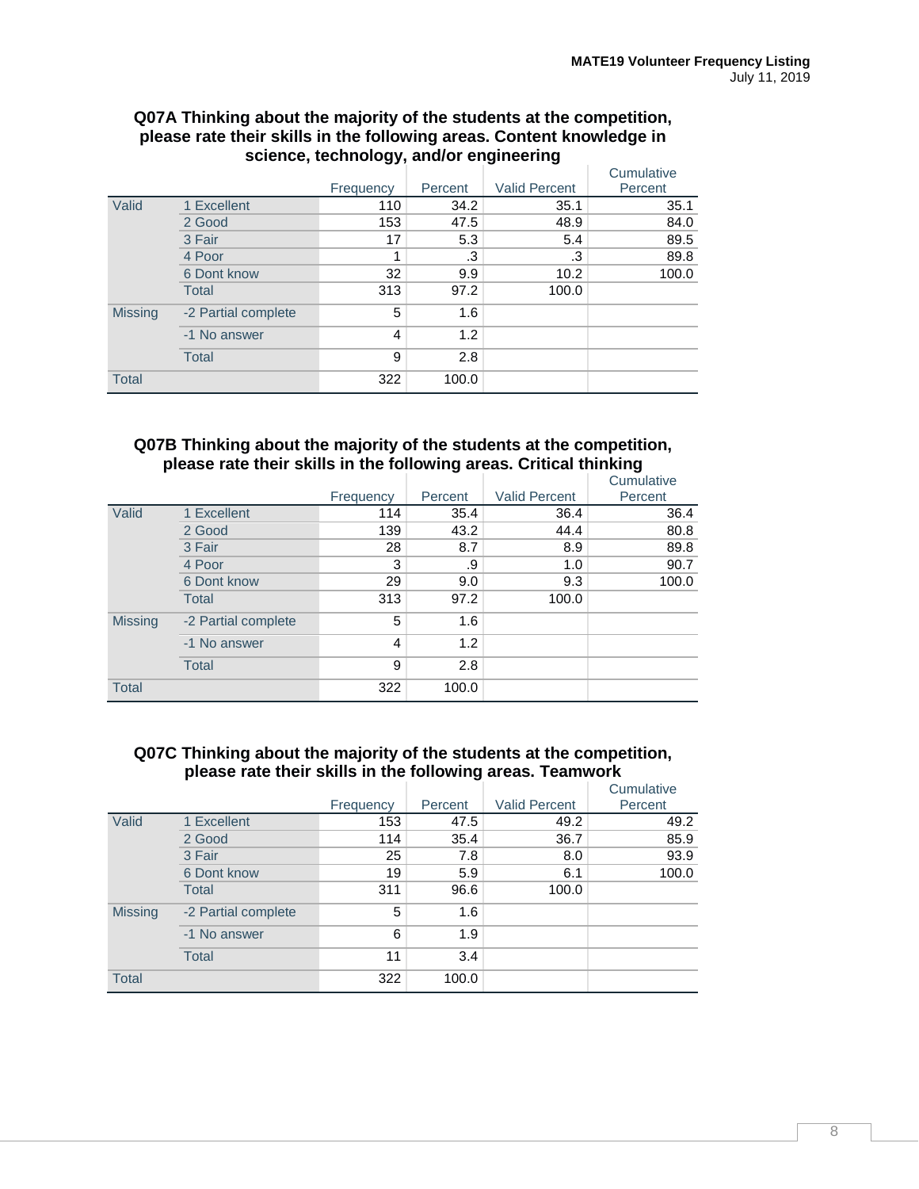### Q07A Thinking about the majority of the students at the competition, please rate their skills in the following areas. Content knowledge in science, technology, and/or engineering

| | | Frequency | Percent | Valid Percent | Cumulative Percent |
|---|---|---|---|---|---|
| Valid | 1 Excellent | 110 | 34.2 | 35.1 | 35.1 |
| | 2 Good | 153 | 47.5 | 48.9 | 84.0 |
| | 3 Fair | 17 | 5.3 | 5.4 | 89.5 |
| | 4 Poor | 1 | .3 | .3 | 89.8 |
| | 6 Dont know | 32 | 9.9 | 10.2 | 100.0 |
| | Total | 313 | 97.2 | 100.0 | |
| Missing | -2 Partial complete | 5 | 1.6 | | |
| | -1 No answer | 4 | 1.2 | | |
| | Total | 9 | 2.8 | | |
| Total | | 322 | 100.0 | | |

### Q07B Thinking about the majority of the students at the competition, please rate their skills in the following areas. Critical thinking

| | | Frequency | Percent | Valid Percent | Cumulative Percent |
|---|---|---|---|---|---|
| Valid | 1 Excellent | 114 | 35.4 | 36.4 | 36.4 |
| | 2 Good | 139 | 43.2 | 44.4 | 80.8 |
| | 3 Fair | 28 | 8.7 | 8.9 | 89.8 |
| | 4 Poor | 3 | .9 | 1.0 | 90.7 |
| | 6 Dont know | 29 | 9.0 | 9.3 | 100.0 |
| | Total | 313 | 97.2 | 100.0 | |
| Missing | -2 Partial complete | 5 | 1.6 | | |
| | -1 No answer | 4 | 1.2 | | |
| | Total | 9 | 2.8 | | |
| Total | | 322 | 100.0 | | |

### Q07C Thinking about the majority of the students at the competition, please rate their skills in the following areas. Teamwork

| | | Frequency | Percent | Valid Percent | Cumulative Percent |
|---|---|---|---|---|---|
| Valid | 1 Excellent | 153 | 47.5 | 49.2 | 49.2 |
| | 2 Good | 114 | 35.4 | 36.7 | 85.9 |
| | 3 Fair | 25 | 7.8 | 8.0 | 93.9 |
| | 6 Dont know | 19 | 5.9 | 6.1 | 100.0 |
| | Total | 311 | 96.6 | 100.0 | |
| Missing | -2 Partial complete | 5 | 1.6 | | |
| | -1 No answer | 6 | 1.9 | | |
| | Total | 11 | 3.4 | | |
| Total | | 322 | 100.0 | | |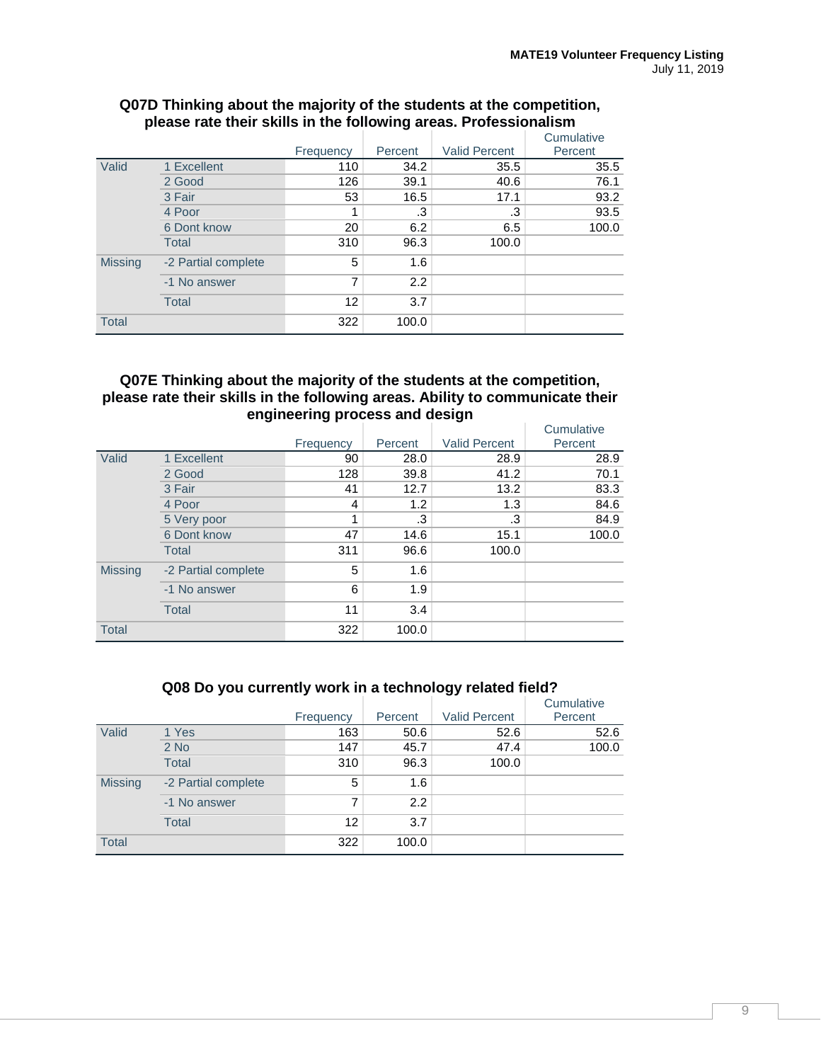### Q07D Thinking about the majority of the students at the competition, please rate their skills in the following areas. Professionalism

| | | Frequency | Percent | Valid Percent | Cumulative Percent |
|---|---|---|---|---|---|
| Valid | 1 Excellent | 110 | 34.2 | 35.5 | 35.5 |
| | 2 Good | 126 | 39.1 | 40.6 | 76.1 |
| | 3 Fair | 53 | 16.5 | 17.1 | 93.2 |
| | 4 Poor | 1 | .3 | .3 | 93.5 |
| | 6 Dont know | 20 | 6.2 | 6.5 | 100.0 |
| | Total | 310 | 96.3 | 100.0 | |
| Missing | -2 Partial complete | 5 | 1.6 | | |
| | -1 No answer | 7 | 2.2 | | |
| | Total | 12 | 3.7 | | |
| Total | | 322 | 100.0 | | |

### Q07E Thinking about the majority of the students at the competition, please rate their skills in the following areas. Ability to communicate their engineering process and design

| | | Frequency | Percent | Valid Percent | Cumulative Percent |
|---|---|---|---|---|---|
| Valid | 1 Excellent | 90 | 28.0 | 28.9 | 28.9 |
| | 2 Good | 128 | 39.8 | 41.2 | 70.1 |
| | 3 Fair | 41 | 12.7 | 13.2 | 83.3 |
| | 4 Poor | 4 | 1.2 | 1.3 | 84.6 |
| | 5 Very poor | 1 | .3 | .3 | 84.9 |
| | 6 Dont know | 47 | 14.6 | 15.1 | 100.0 |
| | Total | 311 | 96.6 | 100.0 | |
| Missing | -2 Partial complete | 5 | 1.6 | | |
| | -1 No answer | 6 | 1.9 | | |
| | Total | 11 | 3.4 | | |
| Total | | 322 | 100.0 | | |

### Q08 Do you currently work in a technology related field?

| | | Frequency | Percent | Valid Percent | Cumulative Percent |
|---|---|---|---|---|---|
| Valid | 1 Yes | 163 | 50.6 | 52.6 | 52.6 |
| | 2 No | 147 | 45.7 | 47.4 | 100.0 |
| | Total | 310 | 96.3 | 100.0 | |
| Missing | -2 Partial complete | 5 | 1.6 | | |
| | -1 No answer | 7 | 2.2 | | |
| | Total | 12 | 3.7 | | |
| Total | | 322 | 100.0 | | |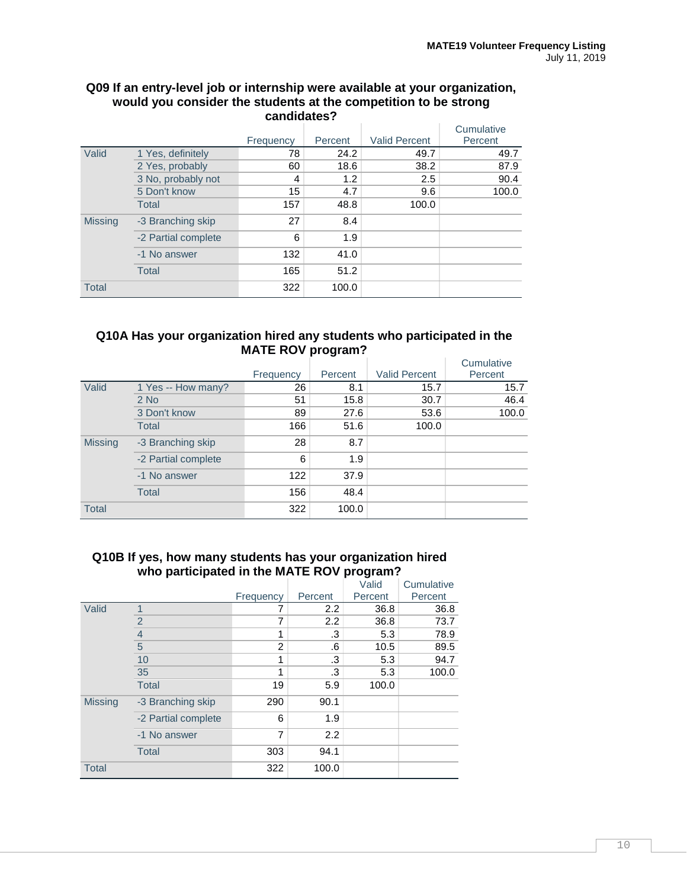### Q09 If an entry-level job or internship were available at your organization, would you consider the students at the competition to be strong candidates?

| | | Frequency | Percent | Valid Percent | Cumulative Percent |
|---|---|---|---|---|---|
| Valid | 1 Yes, definitely | 78 | 24.2 | 49.7 | 49.7 |
| | 2 Yes, probably | 60 | 18.6 | 38.2 | 87.9 |
| | 3 No, probably not | 4 | 1.2 | 2.5 | 90.4 |
| | 5 Don't know | 15 | 4.7 | 9.6 | 100.0 |
| | Total | 157 | 48.8 | 100.0 | |
| Missing | -3 Branching skip | 27 | 8.4 | | |
| | -2 Partial complete | 6 | 1.9 | | |
| | -1 No answer | 132 | 41.0 | | |
| | Total | 165 | 51.2 | | |
| Total | | 322 | 100.0 | | |

### Q10A Has your organization hired any students who participated in the MATE ROV program?

| | | Frequency | Percent | Valid Percent | Cumulative Percent |
|---|---|---|---|---|---|
| Valid | 1 Yes -- How many? | 26 | 8.1 | 15.7 | 15.7 |
| | 2 No | 51 | 15.8 | 30.7 | 46.4 |
| | 3 Don't know | 89 | 27.6 | 53.6 | 100.0 |
| | Total | 166 | 51.6 | 100.0 | |
| Missing | -3 Branching skip | 28 | 8.7 | | |
| | -2 Partial complete | 6 | 1.9 | | |
| | -1 No answer | 122 | 37.9 | | |
| | Total | 156 | 48.4 | | |
| Total | | 322 | 100.0 | | |

### Q10B If yes, how many students has your organization hired who participated in the MATE ROV program?

| | | Frequency | Percent | Valid Percent | Cumulative Percent |
|---|---|---|---|---|---|
| Valid | 1 | 7 | 2.2 | 36.8 | 36.8 |
| | 2 | 7 | 2.2 | 36.8 | 73.7 |
| | 4 | 1 | .3 | 5.3 | 78.9 |
| | 5 | 2 | .6 | 10.5 | 89.5 |
| | 10 | 1 | .3 | 5.3 | 94.7 |
| | 35 | 1 | .3 | 5.3 | 100.0 |
| | Total | 19 | 5.9 | 100.0 | |
| Missing | -3 Branching skip | 290 | 90.1 | | |
| | -2 Partial complete | 6 | 1.9 | | |
| | -1 No answer | 7 | 2.2 | | |
| | Total | 303 | 94.1 | | |
| Total | | 322 | 100.0 | | |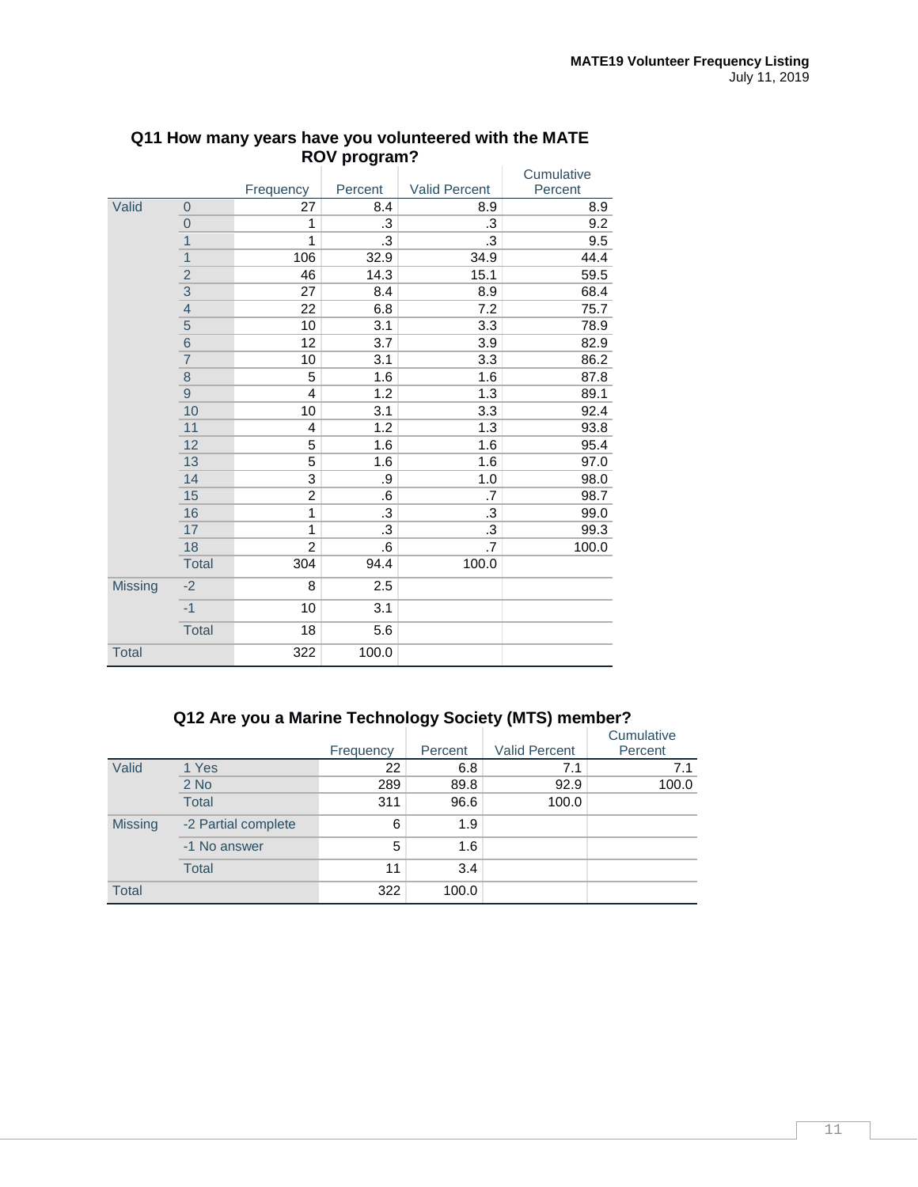### Q11 How many years have you volunteered with the MATE ROV program?

| | | Frequency | Percent | Valid Percent | Cumulative Percent |
|---|---|---|---|---|---|
| Valid | 0 | 27 | 8.4 | 8.9 | 8.9 |
| | 0 | 1 | .3 | .3 | 9.2 |
| | 1 | 1 | .3 | .3 | 9.5 |
| | 1 | 106 | 32.9 | 34.9 | 44.4 |
| | 2 | 46 | 14.3 | 15.1 | 59.5 |
| | 3 | 27 | 8.4 | 8.9 | 68.4 |
| | 4 | 22 | 6.8 | 7.2 | 75.7 |
| | 5 | 10 | 3.1 | 3.3 | 78.9 |
| | 6 | 12 | 3.7 | 3.9 | 82.9 |
| | 7 | 10 | 3.1 | 3.3 | 86.2 |
| | 8 | 5 | 1.6 | 1.6 | 87.8 |
| | 9 | 4 | 1.2 | 1.3 | 89.1 |
| | 10 | 10 | 3.1 | 3.3 | 92.4 |
| | 11 | 4 | 1.2 | 1.3 | 93.8 |
| | 12 | 5 | 1.6 | 1.6 | 95.4 |
| | 13 | 5 | 1.6 | 1.6 | 97.0 |
| | 14 | 3 | .9 | 1.0 | 98.0 |
| | 15 | 2 | .6 | .7 | 98.7 |
| | 16 | 1 | .3 | .3 | 99.0 |
| | 17 | 1 | .3 | .3 | 99.3 |
| | 18 | 2 | .6 | .7 | 100.0 |
| | Total | 304 | 94.4 | 100.0 | |
| Missing | -2 | 8 | 2.5 | | |
| | -1 | 10 | 3.1 | | |
| | Total | 18 | 5.6 | | |
| Total | | 322 | 100.0 | | |

### Q12 Are you a Marine Technology Society (MTS) member?

| | | Frequency | Percent | Valid Percent | Cumulative Percent |
|---|---|---|---|---|---|
| Valid | 1 Yes | 22 | 6.8 | 7.1 | 7.1 |
| | 2 No | 289 | 89.8 | 92.9 | 100.0 |
| | Total | 311 | 96.6 | 100.0 | |
| Missing | -2 Partial complete | 6 | 1.9 | | |
| | -1 No answer | 5 | 1.6 | | |
| | Total | 11 | 3.4 | | |
| Total | | 322 | 100.0 | | |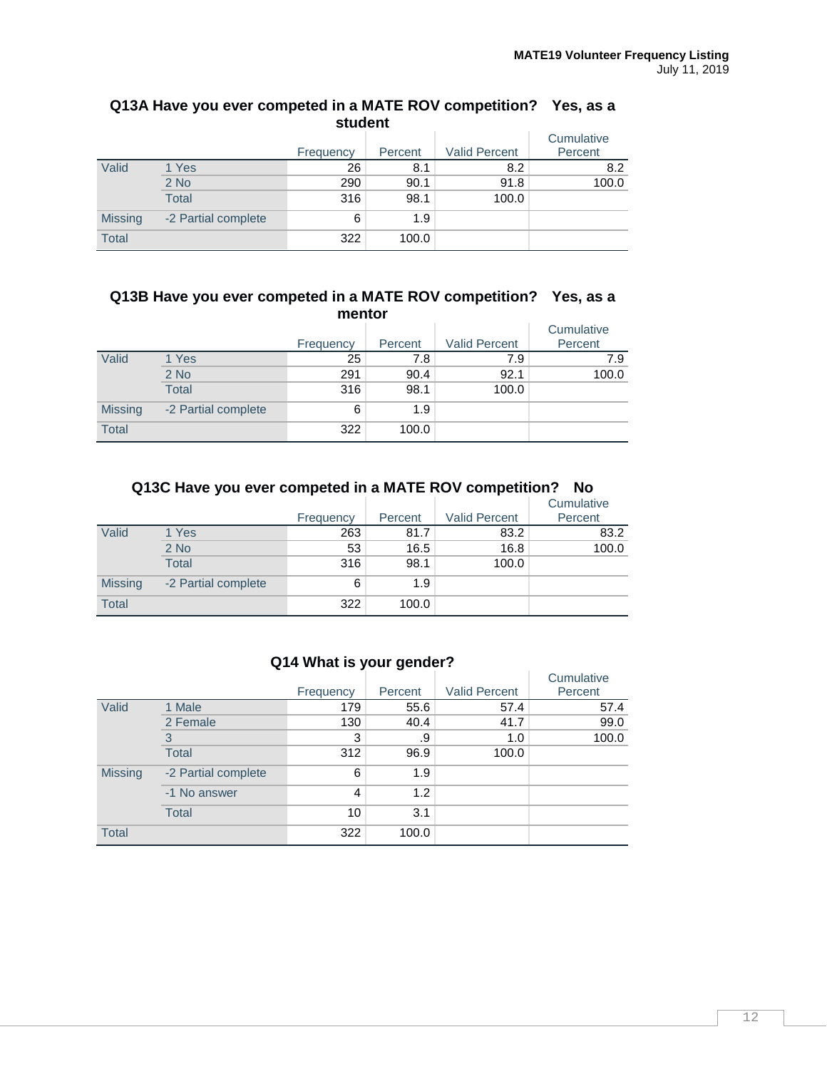### Q13A Have you ever competed in a MATE ROV competition? Yes, as a student

| | | Frequency | Percent | Valid Percent | Cumulative Percent |
|---|---|---|---|---|---|
| Valid | 1 Yes | 26 | 8.1 | 8.2 | 8.2 |
| | 2 No | 290 | 90.1 | 91.8 | 100.0 |
| | Total | 316 | 98.1 | 100.0 | |
| Missing | -2 Partial complete | 6 | 1.9 | | |
| Total | | 322 | 100.0 | | |

### Q13B Have you ever competed in a MATE ROV competition? Yes, as a mentor

| | | Frequency | Percent | Valid Percent | Cumulative Percent |
|---|---|---|---|---|---|
| Valid | 1 Yes | 25 | 7.8 | 7.9 | 7.9 |
| | 2 No | 291 | 90.4 | 92.1 | 100.0 |
| | Total | 316 | 98.1 | 100.0 | |
| Missing | -2 Partial complete | 6 | 1.9 | | |
| Total | | 322 | 100.0 | | |

### Q13C Have you ever competed in a MATE ROV competition? No

| | | Frequency | Percent | Valid Percent | Cumulative Percent |
|---|---|---|---|---|---|
| Valid | 1 Yes | 263 | 81.7 | 83.2 | 83.2 |
| | 2 No | 53 | 16.5 | 16.8 | 100.0 |
| | Total | 316 | 98.1 | 100.0 | |
| Missing | -2 Partial complete | 6 | 1.9 | | |
| Total | | 322 | 100.0 | | |

### Q14 What is your gender?

| | | Frequency | Percent | Valid Percent | Cumulative Percent |
|---|---|---|---|---|---|
| Valid | 1 Male | 179 | 55.6 | 57.4 | 57.4 |
| | 2 Female | 130 | 40.4 | 41.7 | 99.0 |
| | 3 | 3 | .9 | 1.0 | 100.0 |
| | Total | 312 | 96.9 | 100.0 | |
| Missing | -2 Partial complete | 6 | 1.9 | | |
| | -1 No answer | 4 | 1.2 | | |
| | Total | 10 | 3.1 | | |
| Total | | 322 | 100.0 | | |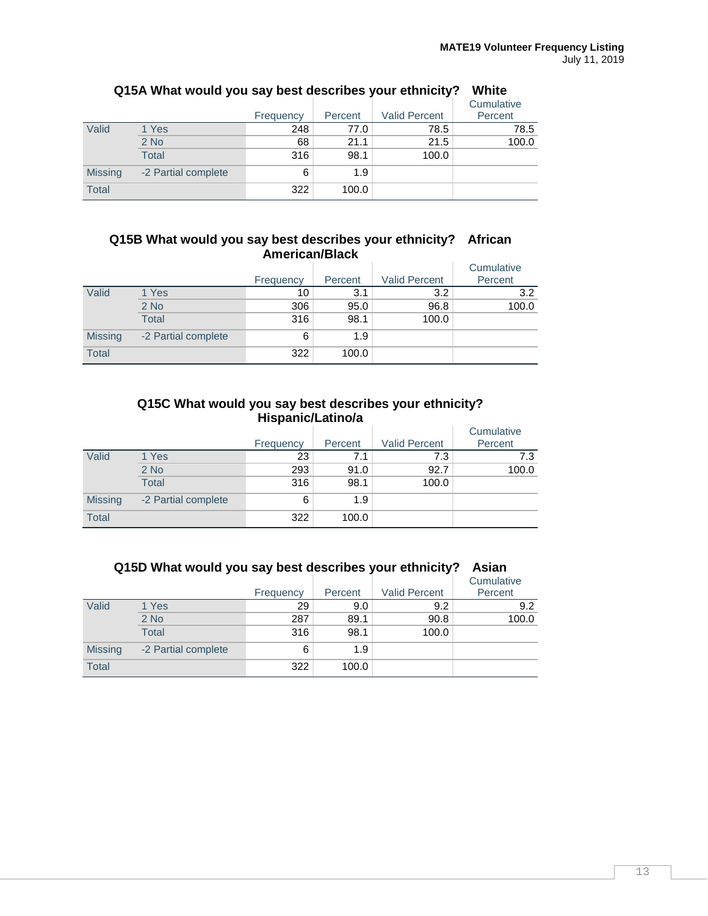### Q15A What would you say best describes your ethnicity? White

| | | Frequency | Percent | Valid Percent | Cumulative Percent |
|---|---|---|---|---|---|
| Valid | 1 Yes | 248 | 77.0 | 78.5 | 78.5 |
| | 2 No | 68 | 21.1 | 21.5 | 100.0 |
| | Total | 316 | 98.1 | 100.0 | |
| Missing | -2 Partial complete | 6 | 1.9 | | |
| Total | | 322 | 100.0 | | |

### Q15B What would you say best describes your ethnicity? African American/Black

| | | Frequency | Percent | Valid Percent | Cumulative Percent |
|---|---|---|---|---|---|
| Valid | 1 Yes | 10 | 3.1 | 3.2 | 3.2 |
| | 2 No | 306 | 95.0 | 96.8 | 100.0 |
| | Total | 316 | 98.1 | 100.0 | |
| Missing | -2 Partial complete | 6 | 1.9 | | |
| Total | | 322 | 100.0 | | |

### Q15C What would you say best describes your ethnicity? Hispanic/Latino/a

| | | Frequency | Percent | Valid Percent | Cumulative Percent |
|---|---|---|---|---|---|
| Valid | 1 Yes | 23 | 7.1 | 7.3 | 7.3 |
| | 2 No | 293 | 91.0 | 92.7 | 100.0 |
| | Total | 316 | 98.1 | 100.0 | |
| Missing | -2 Partial complete | 6 | 1.9 | | |
| Total | | 322 | 100.0 | | |

### Q15D What would you say best describes your ethnicity? Asian

| | | Frequency | Percent | Valid Percent | Cumulative Percent |
|---|---|---|---|---|---|
| Valid | 1 Yes | 29 | 9.0 | 9.2 | 9.2 |
| | 2 No | 287 | 89.1 | 90.8 | 100.0 |
| | Total | 316 | 98.1 | 100.0 | |
| Missing | -2 Partial complete | 6 | 1.9 | | |
| Total | | 322 | 100.0 | | |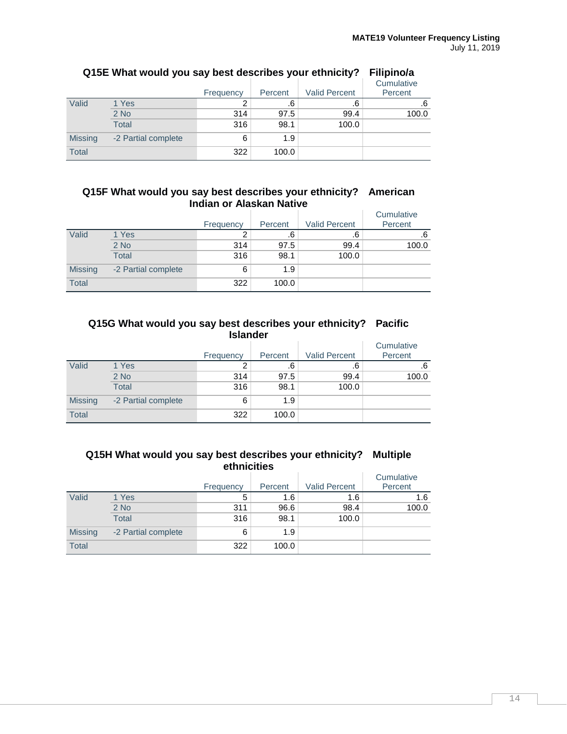### Q15E What would you say best describes your ethnicity? Filipino/a

| | | Frequency | Percent | Valid Percent | Cumulative Percent |
|---|---|---|---|---|---|
| Valid | 1 Yes | 2 | .6 | .6 | .6 |
| | 2 No | 314 | 97.5 | 99.4 | 100.0 |
| | Total | 316 | 98.1 | 100.0 | |
| Missing | -2 Partial complete | 6 | 1.9 | | |
| Total | | 322 | 100.0 | | |

### Q15F What would you say best describes your ethnicity? American Indian or Alaskan Native

| | | Frequency | Percent | Valid Percent | Cumulative Percent |
|---|---|---|---|---|---|
| Valid | 1 Yes | 2 | .6 | .6 | .6 |
| | 2 No | 314 | 97.5 | 99.4 | 100.0 |
| | Total | 316 | 98.1 | 100.0 | |
| Missing | -2 Partial complete | 6 | 1.9 | | |
| Total | | 322 | 100.0 | | |

### Q15G What would you say best describes your ethnicity? Pacific Islander

| | | Frequency | Percent | Valid Percent | Cumulative Percent |
|---|---|---|---|---|---|
| Valid | 1 Yes | 2 | .6 | .6 | .6 |
| | 2 No | 314 | 97.5 | 99.4 | 100.0 |
| | Total | 316 | 98.1 | 100.0 | |
| Missing | -2 Partial complete | 6 | 1.9 | | |
| Total | | 322 | 100.0 | | |

### Q15H What would you say best describes your ethnicity? Multiple ethnicities

| | | Frequency | Percent | Valid Percent | Cumulative Percent |
|---|---|---|---|---|---|
| Valid | 1 Yes | 5 | 1.6 | 1.6 | 1.6 |
| | 2 No | 311 | 96.6 | 98.4 | 100.0 |
| | Total | 316 | 98.1 | 100.0 | |
| Missing | -2 Partial complete | 6 | 1.9 | | |
| Total | | 322 | 100.0 | | |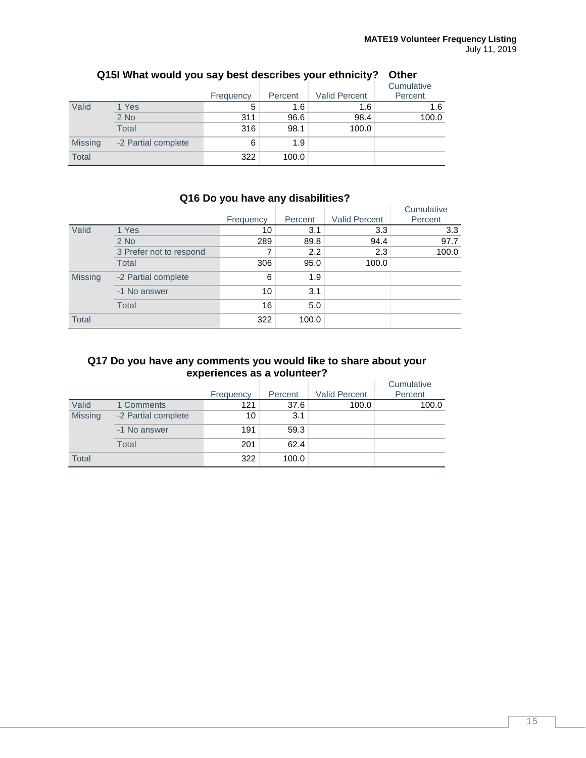### Q15I What would you say best describes your ethnicity? Other

| | | Frequency | Percent | Valid Percent | Cumulative Percent |
|---|---|---|---|---|---|
| Valid | 1 Yes | 5 | 1.6 | 1.6 | 1.6 |
| | 2 No | 311 | 96.6 | 98.4 | 100.0 |
| | Total | 316 | 98.1 | 100.0 | |
| Missing | -2 Partial complete | 6 | 1.9 | | |
| Total | | 322 | 100.0 | | |

### Q16 Do you have any disabilities?

| | | Frequency | Percent | Valid Percent | Cumulative Percent |
|---|---|---|---|---|---|
| Valid | 1 Yes | 10 | 3.1 | 3.3 | 3.3 |
| | 2 No | 289 | 89.8 | 94.4 | 97.7 |
| | 3 Prefer not to respond | 7 | 2.2 | 2.3 | 100.0 |
| | Total | 306 | 95.0 | 100.0 | |
| Missing | -2 Partial complete | 6 | 1.9 | | |
| | -1 No answer | 10 | 3.1 | | |
| | Total | 16 | 5.0 | | |
| Total | | 322 | 100.0 | | |

### Q17 Do you have any comments you would like to share about your experiences as a volunteer?

| | | Frequency | Percent | Valid Percent | Cumulative Percent |
|---|---|---|---|---|---|
| Valid | 1 Comments | 121 | 37.6 | 100.0 | 100.0 |
| Missing | -2 Partial complete | 10 | 3.1 | | |
| | -1 No answer | 191 | 59.3 | | |
| | Total | 201 | 62.4 | | |
| Total | | 322 | 100.0 | | |